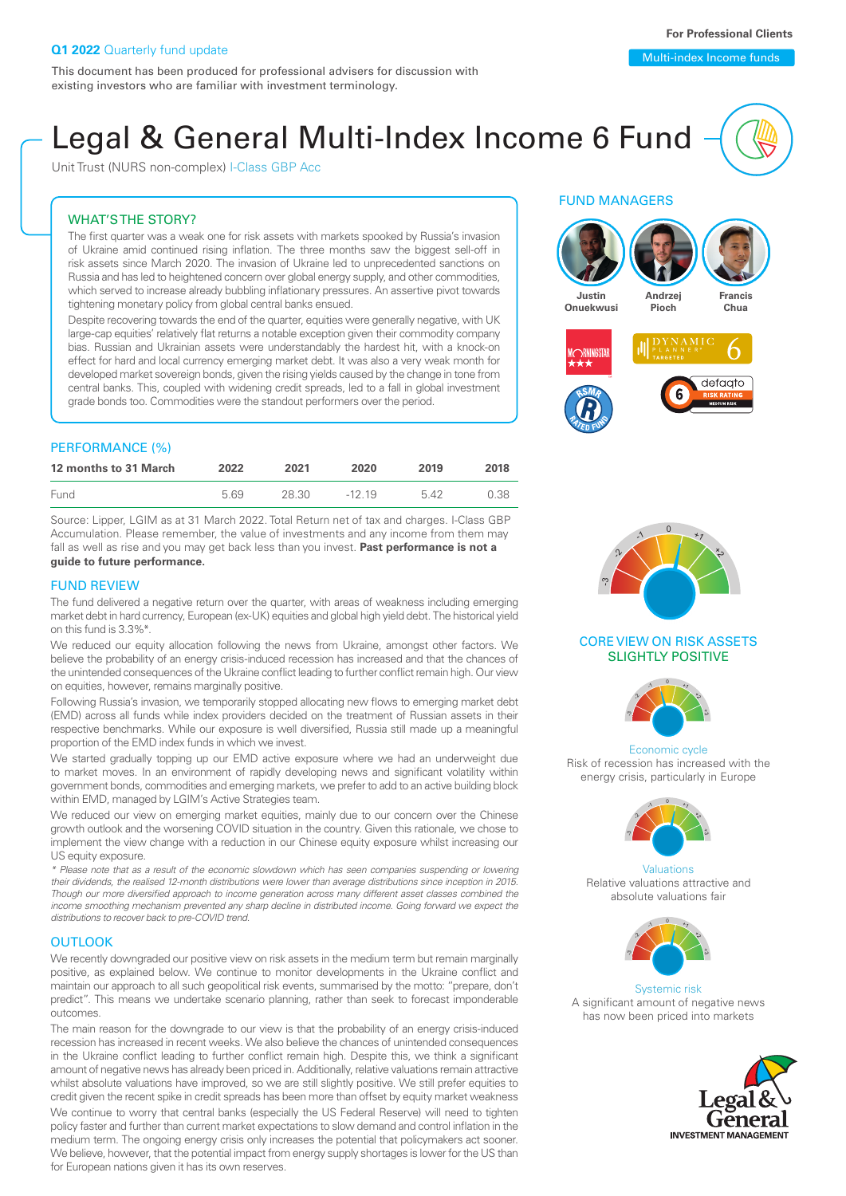**Q1 2022** Quarterly fund update

This document has been produced for professional advisers for discussion with existing investors who are familiar with investment terminology.

For Professional Clients

Multi-index Income funds

# Legal & General Multi-Index Income 6 Fund

Unit Trust (NURS non-complex) I-Class GBP Acc

## WHAT'S THE STORY?

The first quarter was a weak one for risk assets with markets spooked by Russia's invasion of Ukraine amid continued rising inflation. The three months saw the biggest sell-off in risk assets since March 2020. The invasion of Ukraine led to unprecedented sanctions on Russia and has led to heightened concern over global energy supply, and other commodities, which served to increase already bubbling inflationary pressures. An assertive pivot towards tightening monetary policy from global central banks ensued.

Despite recovering towards the end of the quarter, equities were generally negative, with UK large-cap equities' relatively flat returns a notable exception given their commodity company bias. Russian and Ukrainian assets were understandably the hardest hit, with a knock-on effect for hard and local currency emerging market debt. It was also a very weak month for developed market sovereign bonds, given the rising yields caused by the change in tone from central banks. This, coupled with widening credit spreads, led to a fall in global investment grade bonds too. Commodities were the standout performers over the period.

## PERFORMANCE (%)

| 12 months to 31 March | 2022 | 2021 | 2020 | 2019 | 2018 |
|---|---|---|---|---|---|
| Fund | 5.69 | 28.30 | -12.19 | 5.42 | 0.38 |

Source: Lipper, LGIM as at 31 March 2022. Total Return net of tax and charges. I-Class GBP Accumulation. Please remember, the value of investments and any income from them may fall as well as rise and you may get back less than you invest. **Past performance is not a guide to future performance.**

## FUND REVIEW

The fund delivered a negative return over the quarter, with areas of weakness including emerging market debt in hard currency, European (ex-UK) equities and global high yield debt. The historical yield on this fund is 3.3%*.

We reduced our equity allocation following the news from Ukraine, amongst other factors. We believe the probability of an energy crisis-induced recession has increased and that the chances of the unintended consequences of the Ukraine conflict leading to further conflict remain high. Our view on equities, however, remains marginally positive.

Following Russia's invasion, we temporarily stopped allocating new flows to emerging market debt (EMD) across all funds while index providers decided on the treatment of Russian assets in their respective benchmarks. While our exposure is well diversified, Russia still made up a meaningful proportion of the EMD index funds in which we invest.

We started gradually topping up our EMD active exposure where we had an underweight due to market moves. In an environment of rapidly developing news and significant volatility within government bonds, commodities and emerging markets, we prefer to add to an active building block within EMD, managed by LGIM's Active Strategies team.

We reduced our view on emerging market equities, mainly due to our concern over the Chinese growth outlook and the worsening COVID situation in the country. Given this rationale, we chose to implement the view change with a reduction in our Chinese equity exposure whilst increasing our US equity exposure.

*\* Please note that as a result of the economic slowdown which has seen companies suspending or lowering their dividends, the realised 12-month distributions were lower than average distributions since inception in 2015. Though our more diversified approach to income generation across many different asset classes combined the income smoothing mechanism prevented any sharp decline in distributed income. Going forward we expect the distributions to recover back to pre-COVID trend.*

## OUTLOOK

We recently downgraded our positive view on risk assets in the medium term but remain marginally positive, as explained below. We continue to monitor developments in the Ukraine conflict and maintain our approach to all such geopolitical risk events, summarised by the motto: "prepare, don't predict". This means we undertake scenario planning, rather than seek to forecast imponderable outcomes.

The main reason for the downgrade to our view is that the probability of an energy crisis-induced recession has increased in recent weeks. We also believe the chances of unintended consequences in the Ukraine conflict leading to further conflict remain high. Despite this, we think a significant amount of negative news has already been priced in. Additionally, relative valuations remain attractive whilst absolute valuations have improved, so we are still slightly positive. We still prefer equities to credit given the recent spike in credit spreads has been more than offset by equity market weakness.

We continue to worry that central banks (especially the US Federal Reserve) will need to tighten policy faster and further than current market expectations to slow demand and control inflation in the medium term. The ongoing energy crisis only increases the potential that policymakers act sooner. We believe, however, that the potential impact from energy supply shortages is lower for the US than for European nations given it has its own reserves.

## FUND MANAGERS

Justin Onuekwusi, Andrzej Pioch, Francis Chua

## CORE VIEW ON RISK ASSETS SLIGHTLY POSITIVE

**Economic cycle**
Risk of recession has increased with the energy crisis, particularly in Europe

**Valuations**
Relative valuations attractive and absolute valuations fair

**Systemic risk**
A significant amount of negative news has now been priced into markets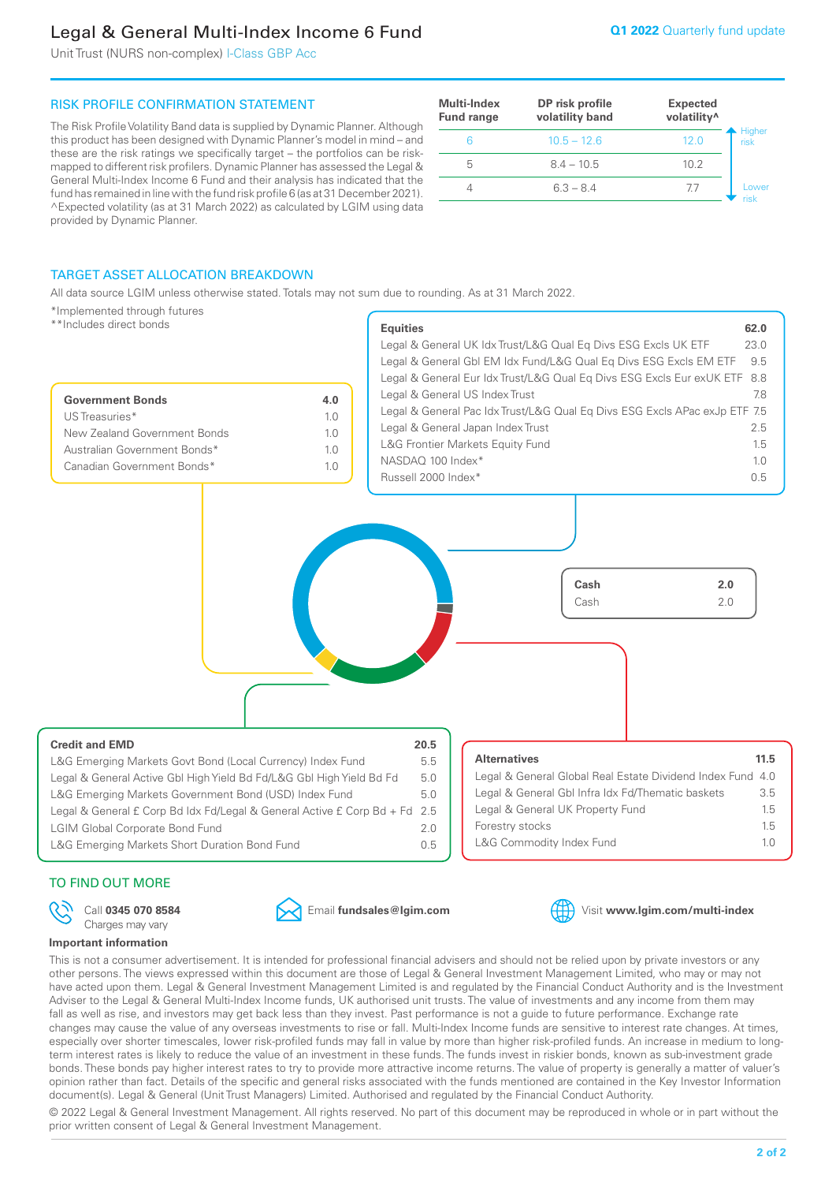# Legal & General Multi-Index Income 6 Fund

Unit Trust (NURS non-complex) I-Class GBP Acc

**Q1 2022** Quarterly fund update

## RISK PROFILE CONFIRMATION STATEMENT

The Risk Profile Volatility Band data is supplied by Dynamic Planner. Although this product has been designed with Dynamic Planner's model in mind – and these are the risk ratings we specifically target – the portfolios can be risk-mapped to different risk profilers. Dynamic Planner has assessed the Legal & General Multi-Index Income 6 Fund and their analysis has indicated that the fund has remained in line with the fund risk profile 6 (as at 31 December 2021). ^Expected volatility (as at 31 March 2022) as calculated by LGIM using data provided by Dynamic Planner.

| Multi-Index Fund range | DP risk profile volatility band | Expected volatility^ |
|---|---|---|
| 6 | 10.5 – 12.6 | 12.0 |
| 5 | 8.4 – 10.5 | 10.2 |
| 4 | 6.3 – 8.4 | 7.7 |

Higher risk

Lower risk

## TARGET ASSET ALLOCATION BREAKDOWN

All data source LGIM unless otherwise stated. Totals may not sum due to rounding. As at 31 March 2022.

*Implemented through futures
**Includes direct bonds

| Equities | 62.0 |
|---|---|
| Legal & General UK Idx Trust/L&G Qual Eq Divs ESG Excls UK ETF | 23.0 |
| Legal & General Gbl EM Idx Fund/L&G Qual Eq Divs ESG Excls EM ETF | 9.5 |
| Legal & General Eur Idx Trust/L&G Qual Eq Divs ESG Excls Eur exUK ETF | 8.8 |
| Legal & General US Index Trust | 7.8 |
| Legal & General Pac Idx Trust/L&G Qual Eq Divs ESG Excls APac exJp ETF | 7.5 |
| Legal & General Japan Index Trust | 2.5 |
| L&G Frontier Markets Equity Fund | 1.5 |
| NASDAQ 100 Index* | 1.0 |
| Russell 2000 Index* | 0.5 |

| Government Bonds | 4.0 |
|---|---|
| US Treasuries* | 1.0 |
| New Zealand Government Bonds | 1.0 |
| Australian Government Bonds* | 1.0 |
| Canadian Government Bonds* | 1.0 |

| Cash | 2.0 |
|---|---|
| Cash | 2.0 |

| Credit and EMD | 20.5 |
|---|---|
| L&G Emerging Markets Govt Bond (Local Currency) Index Fund | 5.5 |
| Legal & General Active Gbl High Yield Bd Fd/L&G Gbl High Yield Bd Fd | 5.0 |
| L&G Emerging Markets Government Bond (USD) Index Fund | 5.0 |
| Legal & General £ Corp Bd Idx Fd/Legal & General Active £ Corp Bd + Fd | 2.5 |
| LGIM Global Corporate Bond Fund | 2.0 |
| L&G Emerging Markets Short Duration Bond Fund | 0.5 |

| Alternatives | 11.5 |
|---|---|
| Legal & General Global Real Estate Dividend Index Fund | 4.0 |
| Legal & General Gbl Infra Idx Fd/Thematic baskets | 3.5 |
| Legal & General UK Property Fund | 1.5 |
| Forestry stocks | 1.5 |
| L&G Commodity Index Fund | 1.0 |

## TO FIND OUT MORE

Call **0345 070 8584**
Charges may vary

Email **fundsales@lgim.com**

Visit **www.lgim.com/multi-index**

### Important information

This is not a consumer advertisement. It is intended for professional financial advisers and should not be relied upon by private investors or any other persons. The views expressed within this document are those of Legal & General Investment Management Limited, who may or may not have acted upon them. Legal & General Investment Management Limited is authorised and regulated by the Financial Conduct Authority and is the Investment Adviser to the Legal & General Multi-Index Income funds, UK authorised unit trusts. The value of investments and any income from them may fall as well as rise, and investors may get back less than they invest. Past performance is not a guide to future performance. Exchange rate changes may cause the value of any overseas investments to rise or fall. Multi-Index Income funds are sensitive to interest rate changes. At times, especially over shorter timescales, lower risk-profiled funds may fall in value by more than higher risk-profiled funds. An increase in medium to long-term interest rates is likely to reduce the value of an investment in these funds. The funds invest in riskier bonds, known as sub-investment grade bonds. These bonds pay higher interest rates to try to provide more attractive income returns. The value of property is generally a matter of valuer's opinion rather than fact. Details of the specific and general risks associated with the funds mentioned are contained in the Key Investor Information document(s). Legal & General (Unit Trust Managers) Limited. Authorised and regulated by the Financial Conduct Authority.

© 2022 Legal & General Investment Management. All rights reserved. No part of this document may be reproduced in whole or in part without the prior written consent of Legal & General Investment Management.